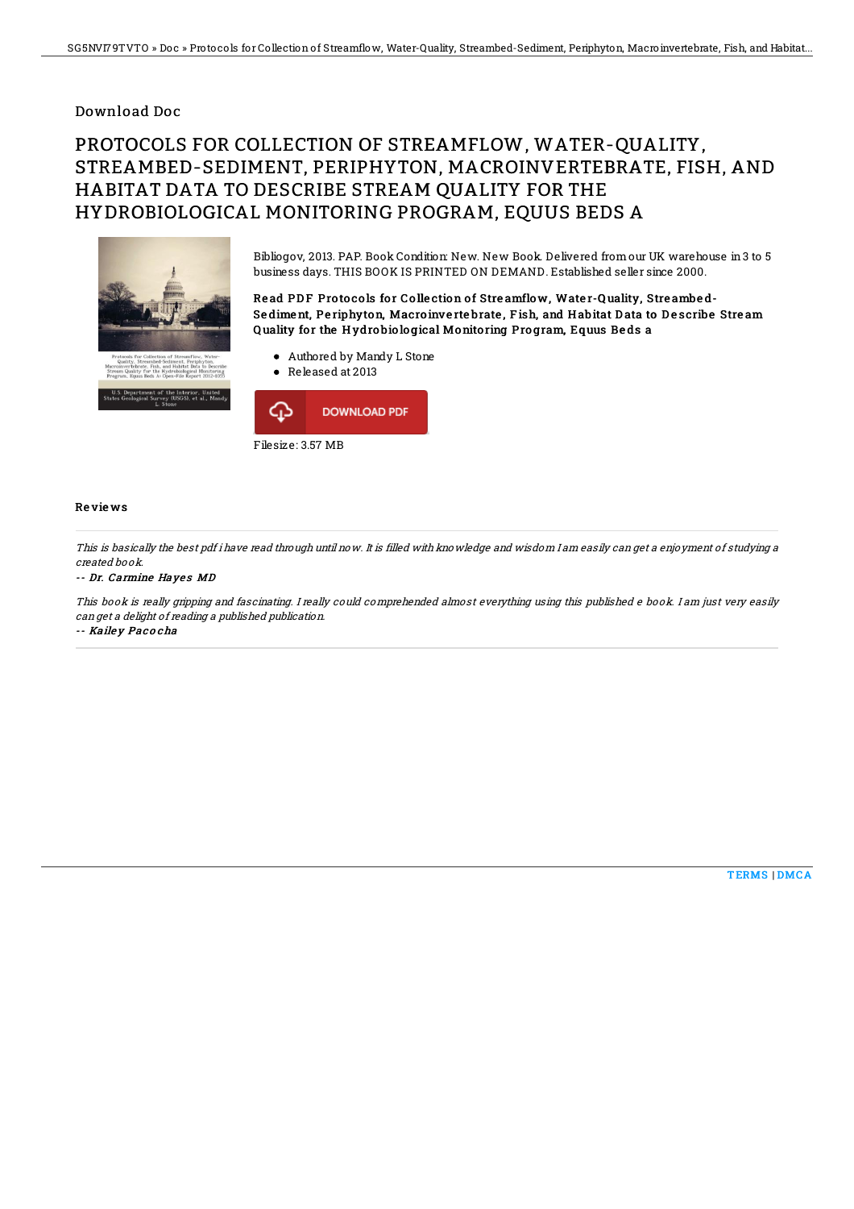Download Doc

# PROTOCOLS FOR COLLECTION OF STREAMFLOW, WATER-QUALITY, STREAMBED-SEDIMENT, PERIPHYTON, MACROINVERTEBRATE, FISH, AND HABITAT DATA TO DESCRIBE STREAM QUALITY FOR THE HYDROBIOLOGICAL MONITORING PROGRAM, EQUUS BEDS A

Bibliogov, 2013. PAP. Book Condition: New. New Book. Delivered from our UK warehouse in 3 to 5 business days. THIS BOOK IS PRINTED ON DEMAND. Established seller since 2000.

**Read PDF Protocols for Collection of Streamflow, Water-Quality, Streambed-Sediment, Periphyton, Macroinvertebrate, Fish, and Habitat Data to Describe Stream Quality for the Hydrobiological Monitoring Program, Equus Beds a**

- Authored by Mandy L Stone
- Released at 2013

DOWNLOAD PDF

Filesize: 3.57 MB

## Reviews

*This is basically the best pdf i have read through until now. It is filled with knowledge and wisdom I am easily can get a enjoyment of studying a created book.*

***-- Dr. Carmine Hayes MD***

*This book is really gripping and fascinating. I really could comprehended almost everything using this published e book. I am just very easily can get a delight of reading a published publication.*

***-- Kailey Pacocha***

TERMS | DMCA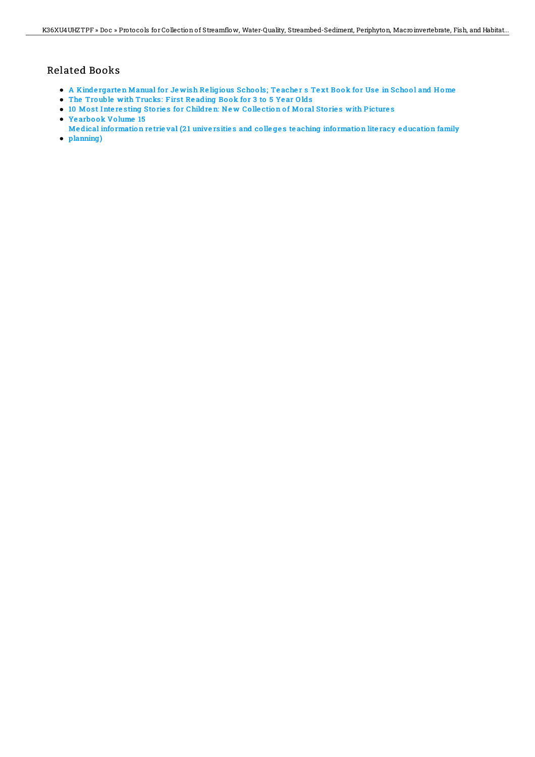## Related Books

- A Kindergarten Manual for Jewish Religious Schools; Teacher s Text Book for Use in School and Home
- The Trouble with Trucks: First Reading Book for 3 to 5 Year Olds
- 10 Most Interesting Stories for Children: New Collection of Moral Stories with Pictures
- Yearbook Volume 15
- Medical information retrieval (21 universities and colleges teaching information literacy education family planning)